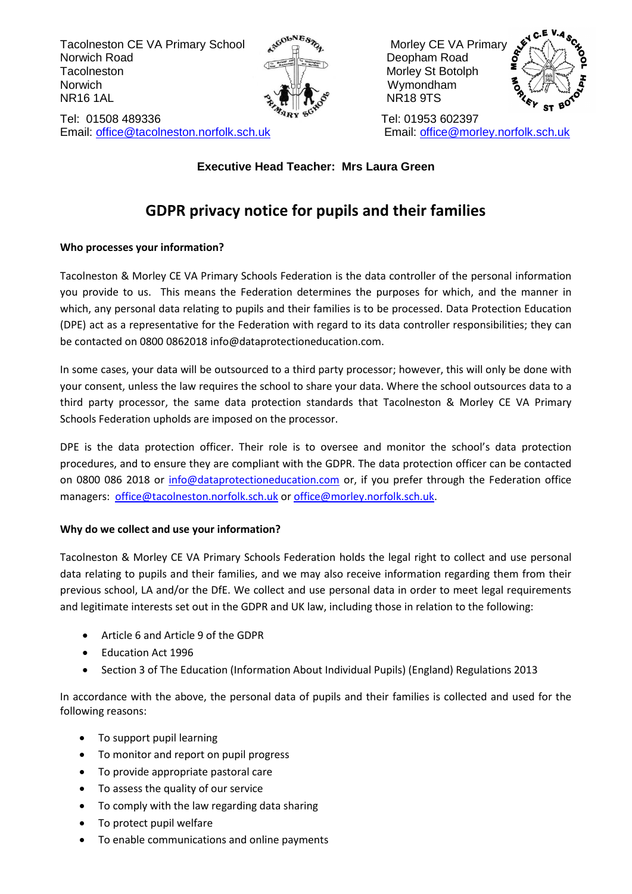Tacolneston CE VA Primary School
Norwich Road
Tacolneston
Norwich
NR16 1AL

Tel: 01508 489336
Email: office@tacolneston.norfolk.sch.uk

Morley CE VA Primary
Deopham Road
Morley St Botolph
Wymondham
NR18 9TS

Tel: 01953 602397
Email: office@morley.norfolk.sch.uk

**Executive Head Teacher: Mrs Laura Green**

# GDPR privacy notice for pupils and their families

**Who processes your information?**

Tacolneston & Morley CE VA Primary Schools Federation is the data controller of the personal information you provide to us. This means the Federation determines the purposes for which, and the manner in which, any personal data relating to pupils and their families is to be processed. Data Protection Education (DPE) act as a representative for the Federation with regard to its data controller responsibilities; they can be contacted on 0800 0862018 info@dataprotectioneducation.com.

In some cases, your data will be outsourced to a third party processor; however, this will only be done with your consent, unless the law requires the school to share your data. Where the school outsources data to a third party processor, the same data protection standards that Tacolneston & Morley CE VA Primary Schools Federation upholds are imposed on the processor.

DPE is the data protection officer. Their role is to oversee and monitor the school's data protection procedures, and to ensure they are compliant with the GDPR. The data protection officer can be contacted on 0800 086 2018 or info@dataprotectioneducation.com or, if you prefer through the Federation office managers: office@tacolneston.norfolk.sch.uk or office@morley.norfolk.sch.uk.

**Why do we collect and use your information?**

Tacolneston & Morley CE VA Primary Schools Federation holds the legal right to collect and use personal data relating to pupils and their families, and we may also receive information regarding them from their previous school, LA and/or the DfE. We collect and use personal data in order to meet legal requirements and legitimate interests set out in the GDPR and UK law, including those in relation to the following:

- Article 6 and Article 9 of the GDPR
- Education Act 1996
- Section 3 of The Education (Information About Individual Pupils) (England) Regulations 2013

In accordance with the above, the personal data of pupils and their families is collected and used for the following reasons:

- To support pupil learning
- To monitor and report on pupil progress
- To provide appropriate pastoral care
- To assess the quality of our service
- To comply with the law regarding data sharing
- To protect pupil welfare
- To enable communications and online payments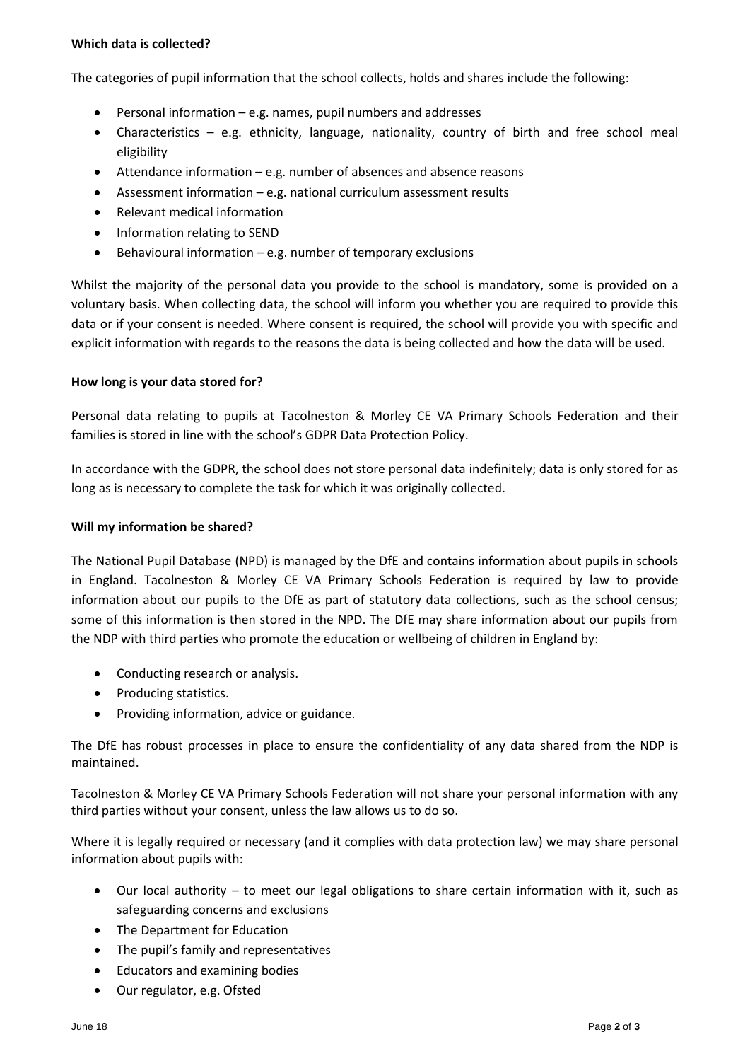**Which data is collected?**

The categories of pupil information that the school collects, holds and shares include the following:

- Personal information – e.g. names, pupil numbers and addresses
- Characteristics – e.g. ethnicity, language, nationality, country of birth and free school meal eligibility
- Attendance information – e.g. number of absences and absence reasons
- Assessment information – e.g. national curriculum assessment results
- Relevant medical information
- Information relating to SEND
- Behavioural information – e.g. number of temporary exclusions

Whilst the majority of the personal data you provide to the school is mandatory, some is provided on a voluntary basis. When collecting data, the school will inform you whether you are required to provide this data or if your consent is needed. Where consent is required, the school will provide you with specific and explicit information with regards to the reasons the data is being collected and how the data will be used.

**How long is your data stored for?**

Personal data relating to pupils at Tacolneston & Morley CE VA Primary Schools Federation and their families is stored in line with the school's GDPR Data Protection Policy.

In accordance with the GDPR, the school does not store personal data indefinitely; data is only stored for as long as is necessary to complete the task for which it was originally collected.

**Will my information be shared?**

The National Pupil Database (NPD) is managed by the DfE and contains information about pupils in schools in England. Tacolneston & Morley CE VA Primary Schools Federation is required by law to provide information about our pupils to the DfE as part of statutory data collections, such as the school census; some of this information is then stored in the NPD. The DfE may share information about our pupils from the NDP with third parties who promote the education or wellbeing of children in England by:

- Conducting research or analysis.
- Producing statistics.
- Providing information, advice or guidance.

The DfE has robust processes in place to ensure the confidentiality of any data shared from the NDP is maintained.

Tacolneston & Morley CE VA Primary Schools Federation will not share your personal information with any third parties without your consent, unless the law allows us to do so.

Where it is legally required or necessary (and it complies with data protection law) we may share personal information about pupils with:

- Our local authority – to meet our legal obligations to share certain information with it, such as safeguarding concerns and exclusions
- The Department for Education
- The pupil's family and representatives
- Educators and examining bodies
- Our regulator, e.g. Ofsted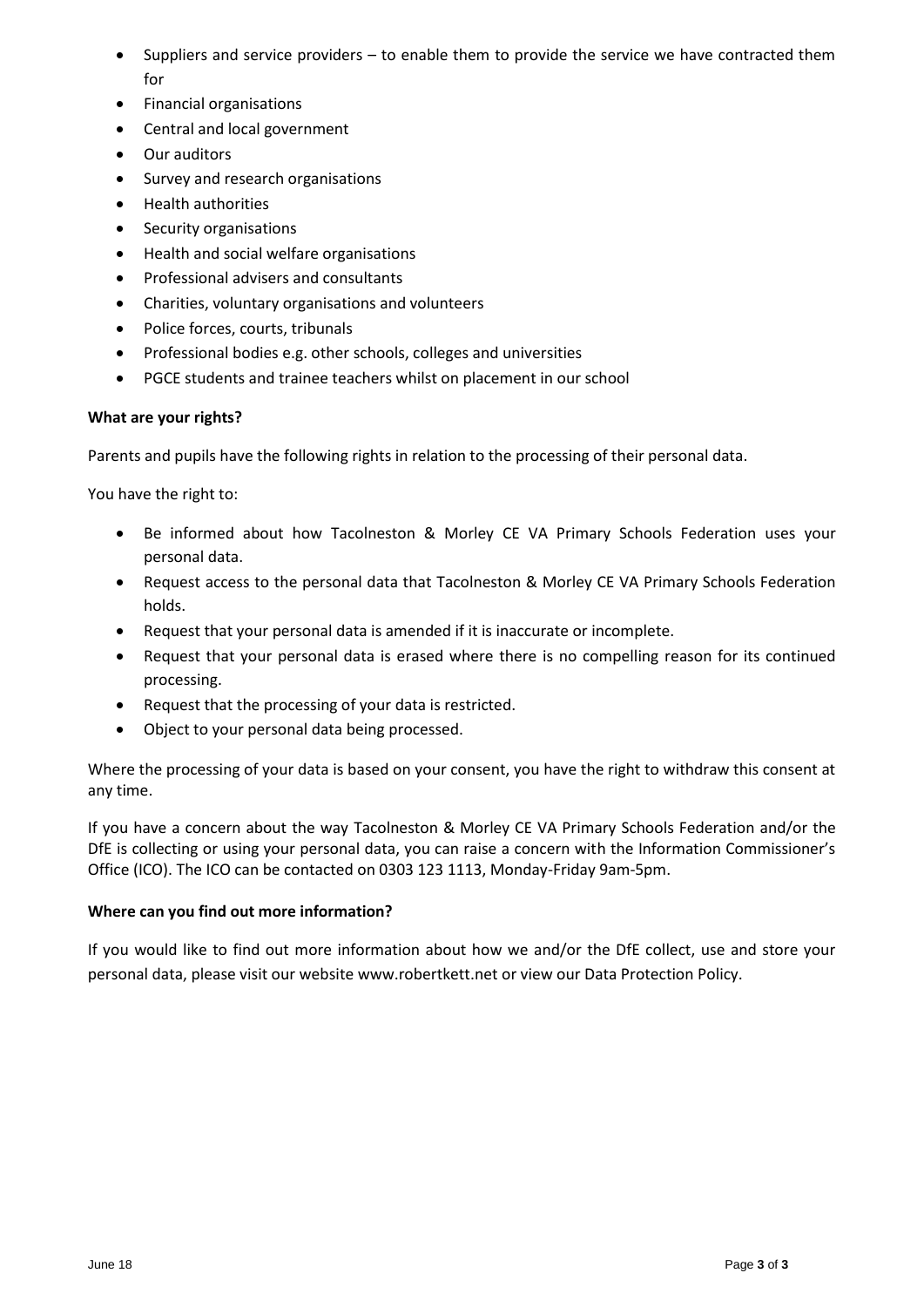- Suppliers and service providers – to enable them to provide the service we have contracted them for
- Financial organisations
- Central and local government
- Our auditors
- Survey and research organisations
- Health authorities
- Security organisations
- Health and social welfare organisations
- Professional advisers and consultants
- Charities, voluntary organisations and volunteers
- Police forces, courts, tribunals
- Professional bodies e.g. other schools, colleges and universities
- PGCE students and trainee teachers whilst on placement in our school

**What are your rights?**

Parents and pupils have the following rights in relation to the processing of their personal data.

You have the right to:

- Be informed about how Tacolneston & Morley CE VA Primary Schools Federation uses your personal data.
- Request access to the personal data that Tacolneston & Morley CE VA Primary Schools Federation holds.
- Request that your personal data is amended if it is inaccurate or incomplete.
- Request that your personal data is erased where there is no compelling reason for its continued processing.
- Request that the processing of your data is restricted.
- Object to your personal data being processed.

Where the processing of your data is based on your consent, you have the right to withdraw this consent at any time.

If you have a concern about the way Tacolneston & Morley CE VA Primary Schools Federation and/or the DfE is collecting or using your personal data, you can raise a concern with the Information Commissioner's Office (ICO). The ICO can be contacted on 0303 123 1113, Monday-Friday 9am-5pm.

**Where can you find out more information?**

If you would like to find out more information about how we and/or the DfE collect, use and store your personal data, please visit our website www.robertkett.net or view our Data Protection Policy.